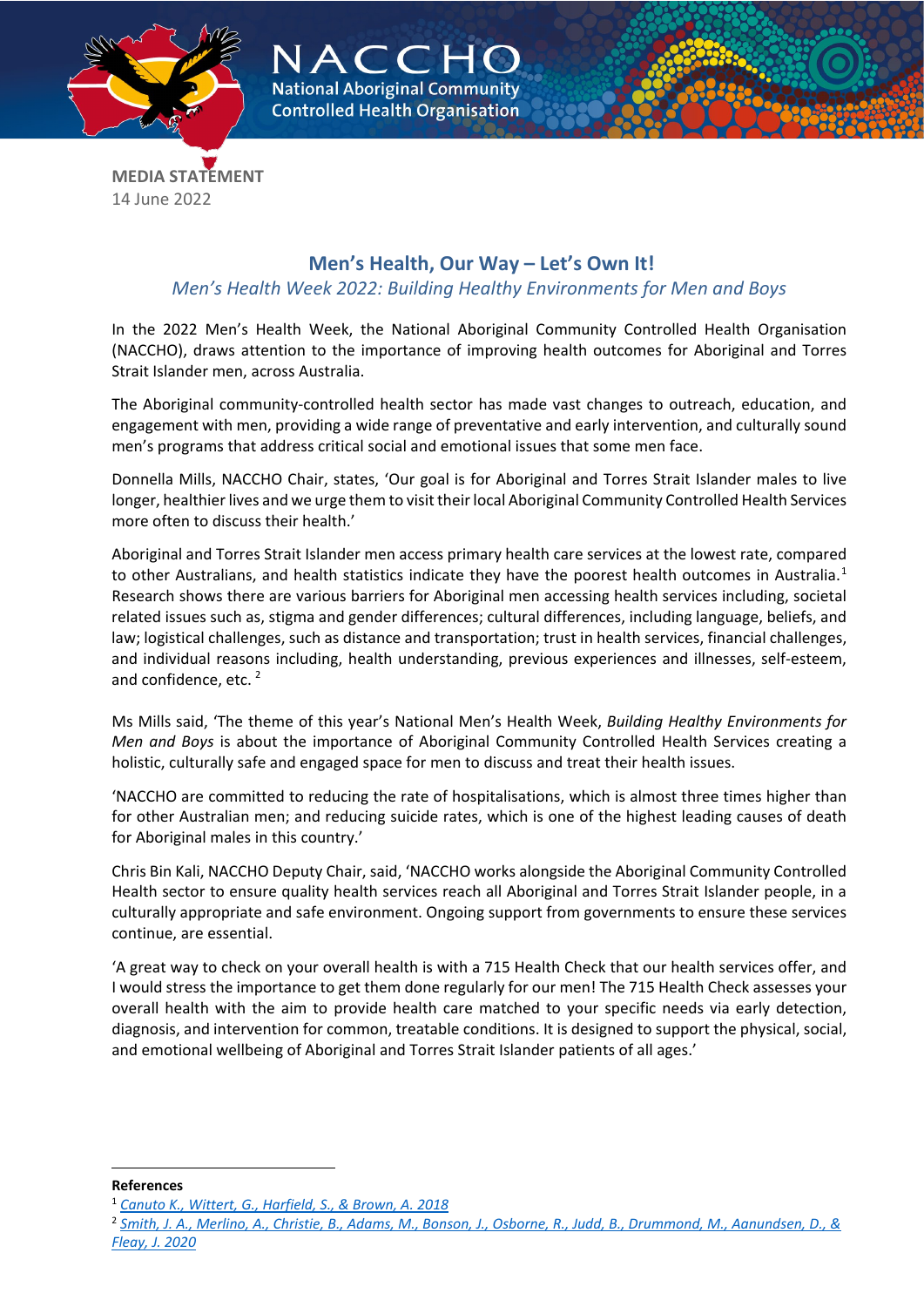**MEDIA STATEMENT**
14 June 2022

# Men's Health, Our Way – Let's Own It!

*Men's Health Week 2022: Building Healthy Environments for Men and Boys*

In the 2022 Men's Health Week, the National Aboriginal Community Controlled Health Organisation (NACCHO), draws attention to the importance of improving health outcomes for Aboriginal and Torres Strait Islander men, across Australia.

The Aboriginal community-controlled health sector has made vast changes to outreach, education, and engagement with men, providing a wide range of preventative and early intervention, and culturally sound men's programs that address critical social and emotional issues that some men face.

Donnella Mills, NACCHO Chair, states, 'Our goal is for Aboriginal and Torres Strait Islander males to live longer, healthier lives and we urge them to visit their local Aboriginal Community Controlled Health Services more often to discuss their health.'

Aboriginal and Torres Strait Islander men access primary health care services at the lowest rate, compared to other Australians, and health statistics indicate they have the poorest health outcomes in Australia.[1] Research shows there are various barriers for Aboriginal men accessing health services including, societal related issues such as, stigma and gender differences; cultural differences, including language, beliefs, and law; logistical challenges, such as distance and transportation; trust in health services, financial challenges, and individual reasons including, health understanding, previous experiences and illnesses, self-esteem, and confidence, etc. [2]

Ms Mills said, 'The theme of this year's National Men's Health Week, *Building Healthy Environments for Men and Boys* is about the importance of Aboriginal Community Controlled Health Services creating a holistic, culturally safe and engaged space for men to discuss and treat their health issues.

'NACCHO are committed to reducing the rate of hospitalisations, which is almost three times higher than for other Australian men; and reducing suicide rates, which is one of the highest leading causes of death for Aboriginal males in this country.'

Chris Bin Kali, NACCHO Deputy Chair, said, 'NACCHO works alongside the Aboriginal Community Controlled Health sector to ensure quality health services reach all Aboriginal and Torres Strait Islander people, in a culturally appropriate and safe environment. Ongoing support from governments to ensure these services continue, are essential.

'A great way to check on your overall health is with a 715 Health Check that our health services offer, and I would stress the importance to get them done regularly for our men! The 715 Health Check assesses your overall health with the aim to provide health care matched to your specific needs via early detection, diagnosis, and intervention for common, treatable conditions. It is designed to support the physical, social, and emotional wellbeing of Aboriginal and Torres Strait Islander patients of all ages.'

---

**References**

[1] Canuto K., Wittert, G., Harfield, S., & Brown, A. 2018

[2] Smith, J. A., Merlino, A., Christie, B., Adams, M., Bonson, J., Osborne, R., Judd, B., Drummond, M., Aanundsen, D., & Fleay, J. 2020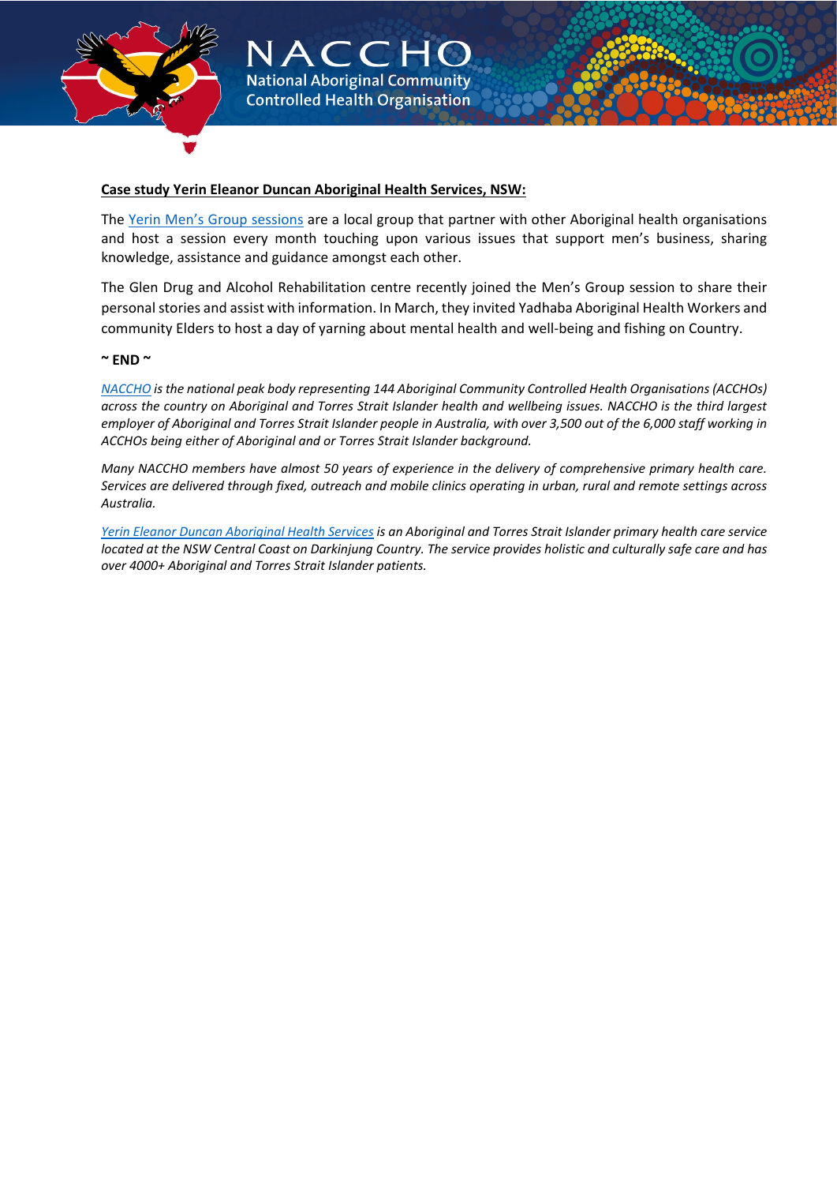**Case study Yerin Eleanor Duncan Aboriginal Health Services, NSW:**

The Yerin Men's Group sessions are a local group that partner with other Aboriginal health organisations and host a session every month touching upon various issues that support men's business, sharing knowledge, assistance and guidance amongst each other.

The Glen Drug and Alcohol Rehabilitation centre recently joined the Men's Group session to share their personal stories and assist with information. In March, they invited Yadhaba Aboriginal Health Workers and community Elders to host a day of yarning about mental health and well-being and fishing on Country.

**~ END ~**

*NACCHO is the national peak body representing 144 Aboriginal Community Controlled Health Organisations (ACCHOs) across the country on Aboriginal and Torres Strait Islander health and wellbeing issues. NACCHO is the third largest employer of Aboriginal and Torres Strait Islander people in Australia, with over 3,500 out of the 6,000 staff working in ACCHOs being either of Aboriginal and or Torres Strait Islander background.*

*Many NACCHO members have almost 50 years of experience in the delivery of comprehensive primary health care. Services are delivered through fixed, outreach and mobile clinics operating in urban, rural and remote settings across Australia.*

*Yerin Eleanor Duncan Aboriginal Health Services is an Aboriginal and Torres Strait Islander primary health care service located at the NSW Central Coast on Darkinjung Country. The service provides holistic and culturally safe care and has over 4000+ Aboriginal and Torres Strait Islander patients.*